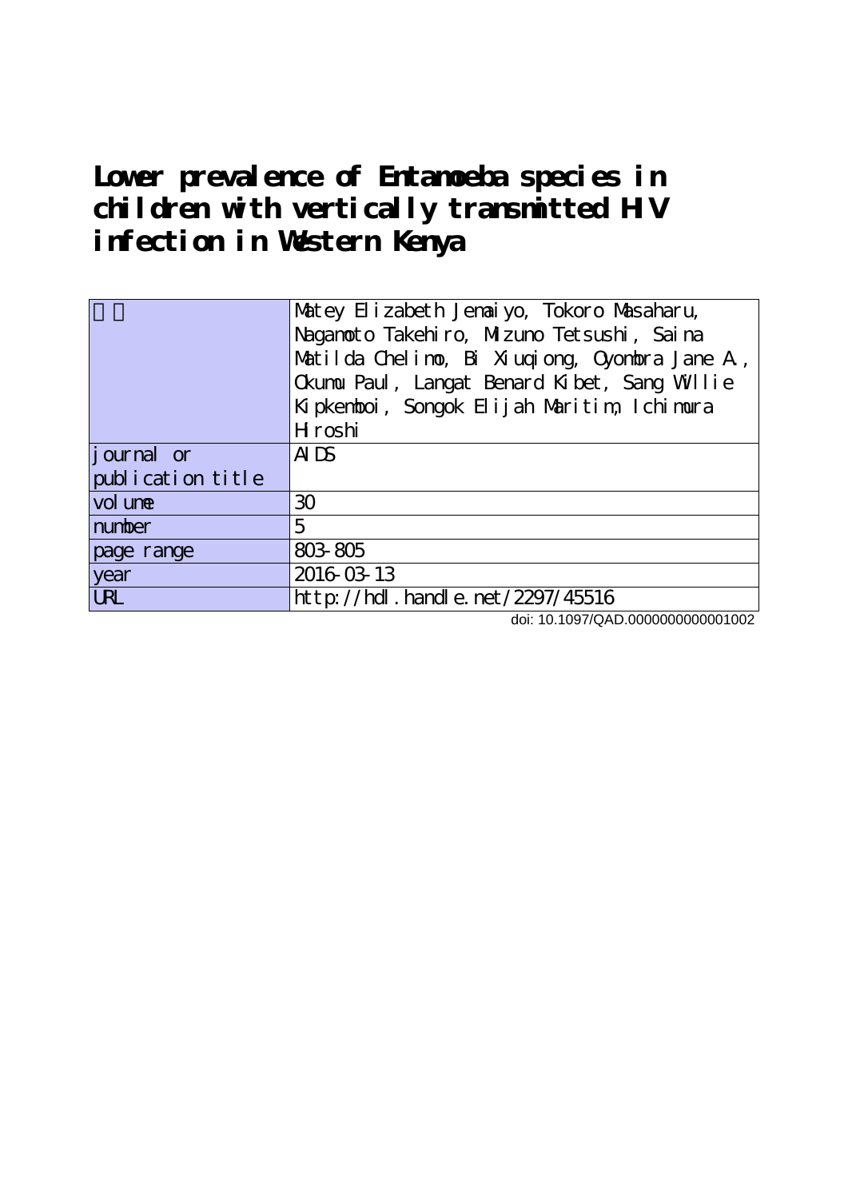# Lower prevalence of Entamoeba species in children with vertically transmitted HIV infection in Western Kenya

| 著者 | Matey Elizabeth Jemaiyo, Tokoro Masaharu, Nagamoto Takehiro, Mizuno Tetsushi, Saina Matilda Chelimo, Bi Xiuqiong, Oyombra Jane A., Okumu Paul, Langat Benard Kibet, Sang Willie Kipkemboi, Songok Elijah Maritim, Ichimura Hiroshi |
|---|---|
| journal or publication title | AIDS |
| volume | 30 |
| number | 5 |
| page range | 803-805 |
| year | 2016-03-13 |
| URL | http://hdl.handle.net/2297/45516 |

doi: 10.1097/QAD.0000000000001002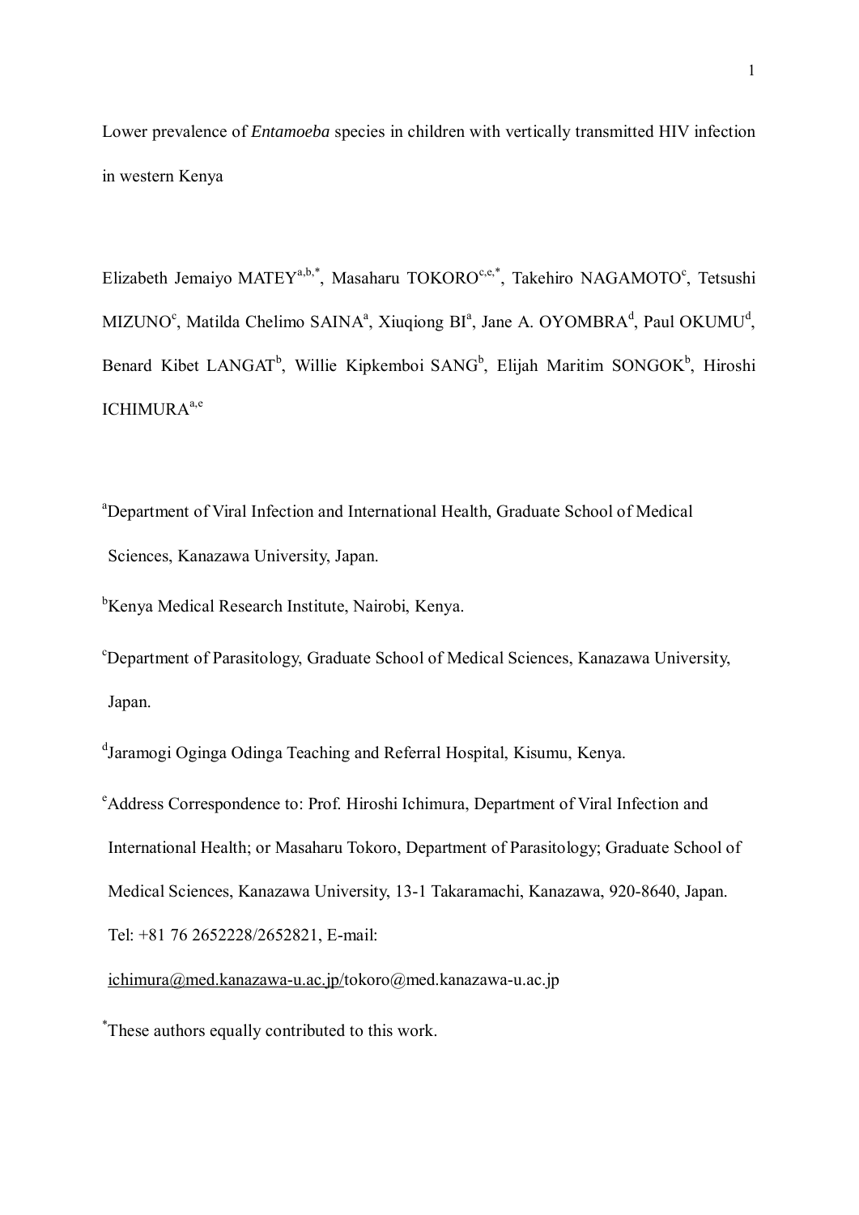Lower prevalence of *Entamoeba* species in children with vertically transmitted HIV infection in western Kenya

Elizabeth Jemaiyo MATEY[a,b,*], Masaharu TOKORO[c,e,*], Takehiro NAGAMOTO[c], Tetsushi MIZUNO[c], Matilda Chelimo SAINA[a], Xiuqiong BI[a], Jane A. OYOMBRA[d], Paul OKUMU[d], Benard Kibet LANGAT[b], Willie Kipkemboi SANG[b], Elijah Maritim SONGOK[b], Hiroshi ICHIMURA[a,e]

[a]Department of Viral Infection and International Health, Graduate School of Medical Sciences, Kanazawa University, Japan.

[b]Kenya Medical Research Institute, Nairobi, Kenya.

[c]Department of Parasitology, Graduate School of Medical Sciences, Kanazawa University, Japan.

[d]Jaramogi Oginga Odinga Teaching and Referral Hospital, Kisumu, Kenya.

[e]Address Correspondence to: Prof. Hiroshi Ichimura, Department of Viral Infection and International Health; or Masaharu Tokoro, Department of Parasitology; Graduate School of Medical Sciences, Kanazawa University, 13-1 Takaramachi, Kanazawa, 920-8640, Japan. Tel: +81 76 2652228/2652821, E-mail: ichimura@med.kanazawa-u.ac.jp/tokoro@med.kanazawa-u.ac.jp

[*]These authors equally contributed to this work.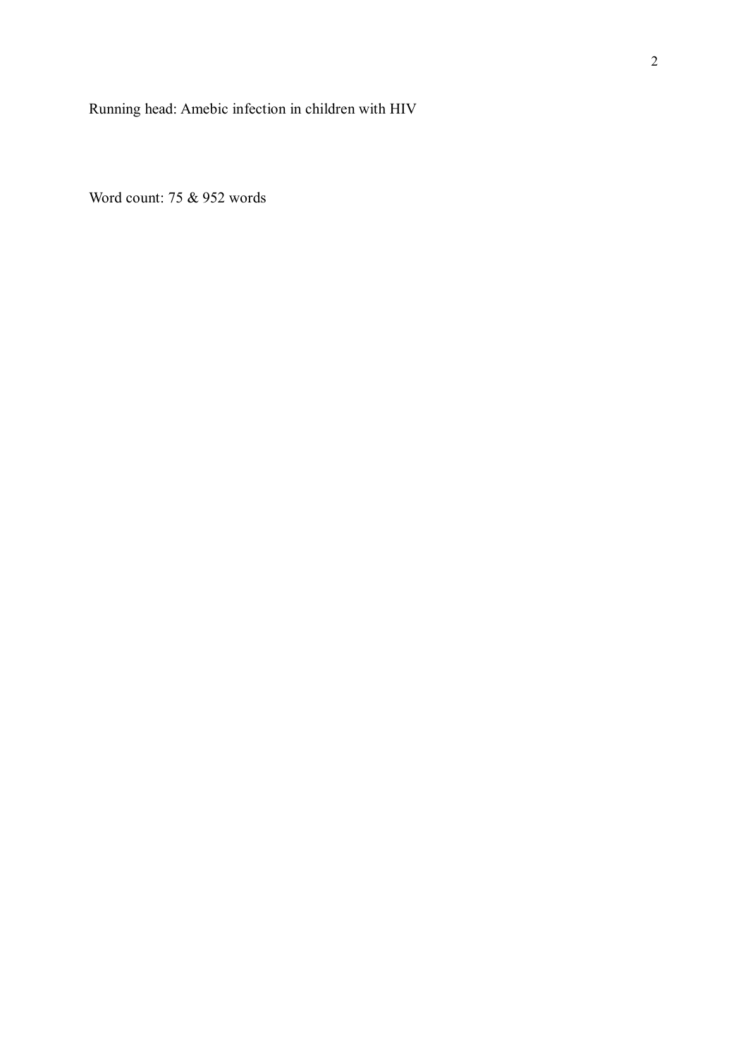Running head: Amebic infection in children with HIV

Word count: 75 & 952 words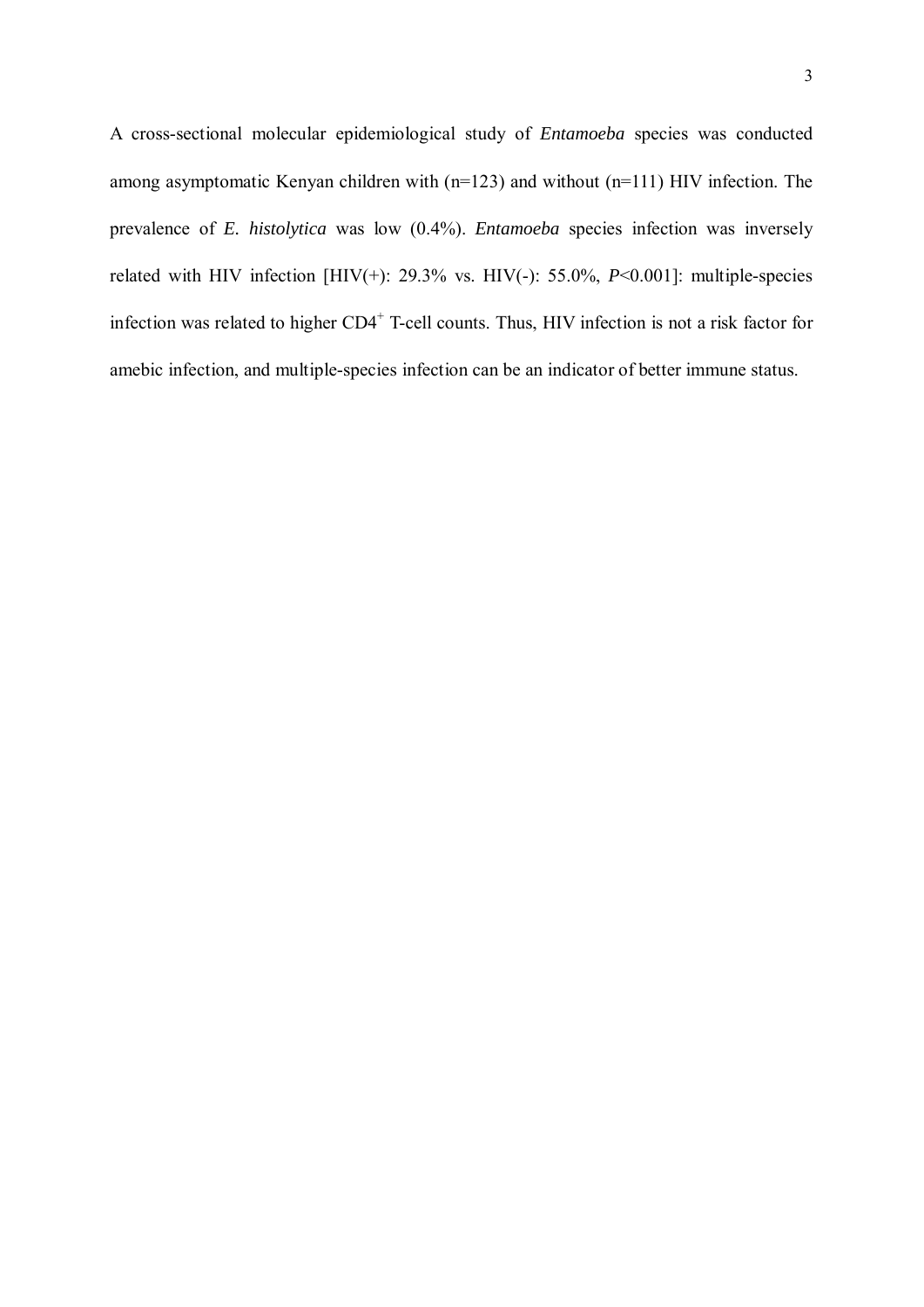A cross-sectional molecular epidemiological study of *Entamoeba* species was conducted among asymptomatic Kenyan children with (n=123) and without (n=111) HIV infection. The prevalence of *E. histolytica* was low (0.4%). *Entamoeba* species infection was inversely related with HIV infection [HIV(+): 29.3% vs. HIV(-): 55.0%, $P$<0.001]: multiple-species infection was related to higher $CD4^+$ T-cell counts. Thus, HIV infection is not a risk factor for amebic infection, and multiple-species infection can be an indicator of better immune status.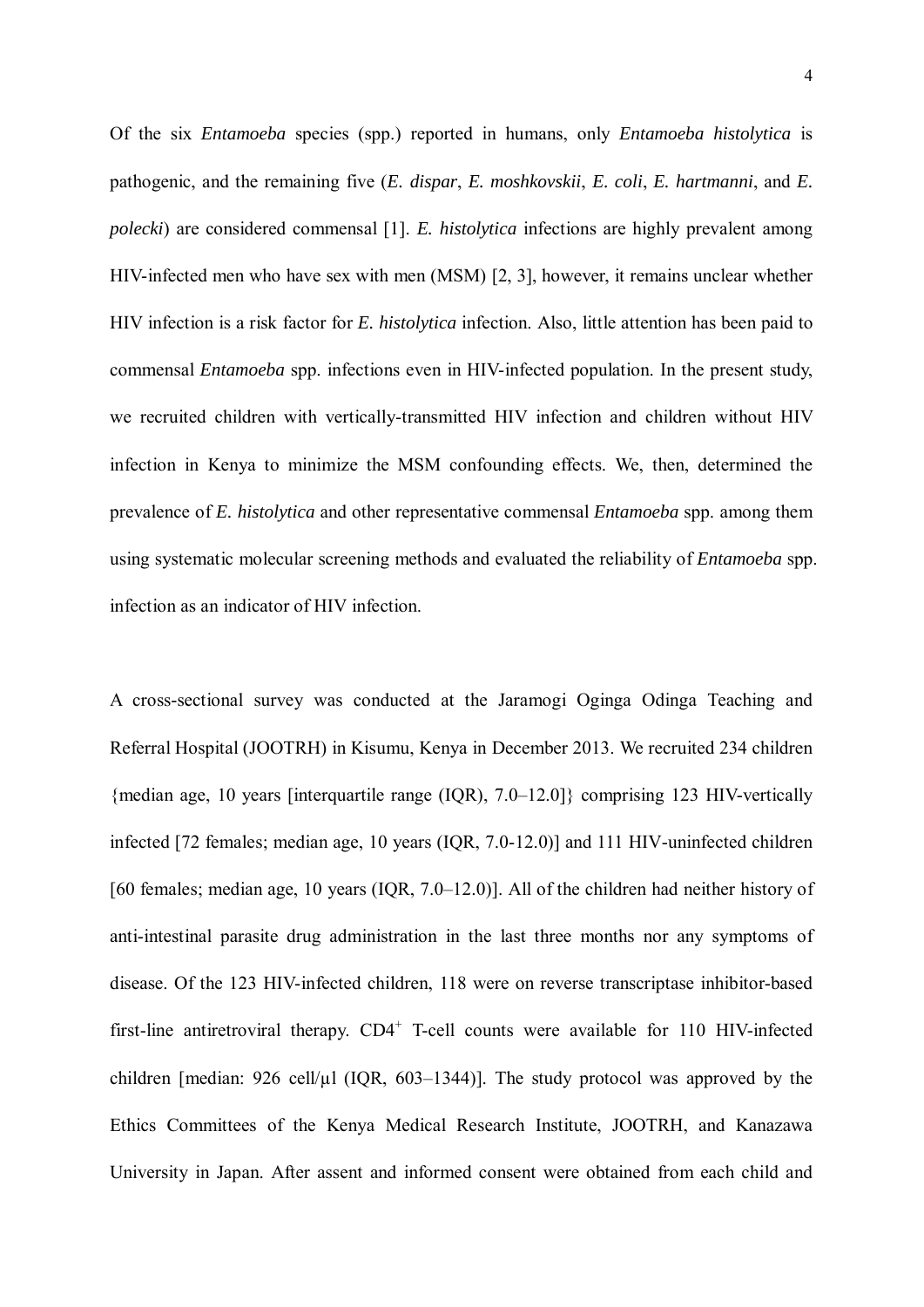Of the six *Entamoeba* species (spp.) reported in humans, only *Entamoeba histolytica* is pathogenic, and the remaining five (*E. dispar*, *E. moshkovskii*, *E. coli*, *E. hartmanni*, and *E. polecki*) are considered commensal [1]. *E. histolytica* infections are highly prevalent among HIV-infected men who have sex with men (MSM) [2, 3], however, it remains unclear whether HIV infection is a risk factor for *E. histolytica* infection. Also, little attention has been paid to commensal *Entamoeba* spp. infections even in HIV-infected population. In the present study, we recruited children with vertically-transmitted HIV infection and children without HIV infection in Kenya to minimize the MSM confounding effects. We, then, determined the prevalence of *E. histolytica* and other representative commensal *Entamoeba* spp. among them using systematic molecular screening methods and evaluated the reliability of *Entamoeba* spp. infection as an indicator of HIV infection.

A cross-sectional survey was conducted at the Jaramogi Oginga Odinga Teaching and Referral Hospital (JOOTRH) in Kisumu, Kenya in December 2013. We recruited 234 children {median age, 10 years [interquartile range (IQR), 7.0–12.0]} comprising 123 HIV-vertically infected [72 females; median age, 10 years (IQR, 7.0-12.0)] and 111 HIV-uninfected children [60 females; median age, 10 years (IQR, 7.0–12.0)]. All of the children had neither history of anti-intestinal parasite drug administration in the last three months nor any symptoms of disease. Of the 123 HIV-infected children, 118 were on reverse transcriptase inhibitor-based first-line antiretroviral therapy. $CD4^+$ T-cell counts were available for 110 HIV-infected children [median: 926 cell/µl (IQR, 603–1344)]. The study protocol was approved by the Ethics Committees of the Kenya Medical Research Institute, JOOTRH, and Kanazawa University in Japan. After assent and informed consent were obtained from each child and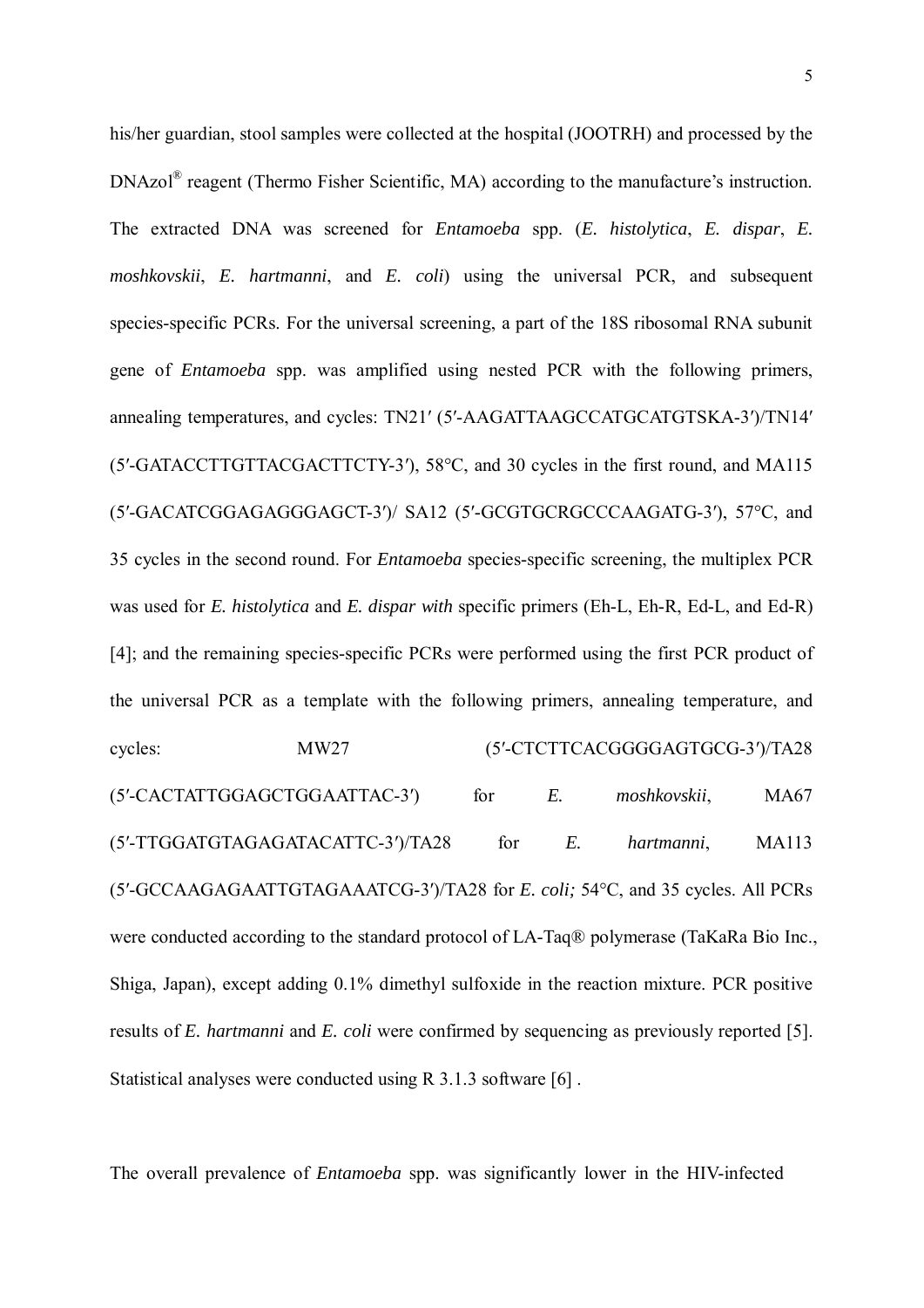his/her guardian, stool samples were collected at the hospital (JOOTRH) and processed by the DNAzol® reagent (Thermo Fisher Scientific, MA) according to the manufacture's instruction. The extracted DNA was screened for *Entamoeba* spp. (*E. histolytica*, *E. dispar*, *E. moshkovskii*, *E. hartmanni*, and *E. coli*) using the universal PCR, and subsequent species-specific PCRs. For the universal screening, a part of the 18S ribosomal RNA subunit gene of *Entamoeba* spp. was amplified using nested PCR with the following primers, annealing temperatures, and cycles: TN21′ (5′-AAGATTAAGCCATGCATGTSKA-3′)/TN14′ (5′-GATACCTTGTTACGACTTCTY-3′), 58°C, and 30 cycles in the first round, and MA115 (5′-GACATCGGAGAGGGAGCT-3′)/ SA12 (5′-GCGTGCRGCCCAAGATG-3′), 57°C, and 35 cycles in the second round. For *Entamoeba* species-specific screening, the multiplex PCR was used for *E. histolytica* and *E. dispar with* specific primers (Eh-L, Eh-R, Ed-L, and Ed-R) [4]; and the remaining species-specific PCRs were performed using the first PCR product of the universal PCR as a template with the following primers, annealing temperature, and cycles: MW27 (5′-CTCTTCACGGGGAGTGCG-3′)/TA28 (5′-CACTATTGGAGCTGGAATTAC-3′) for *E. moshkovskii*, MA67 (5′-TTGGATGTAGAGATACATTC-3′)/TA28 for *E. hartmanni*, MA113 (5′-GCCAAGAGAATTGTAGAAATCG-3′)/TA28 for *E. coli;* 54°C, and 35 cycles. All PCRs were conducted according to the standard protocol of LA-Taq® polymerase (TaKaRa Bio Inc., Shiga, Japan), except adding 0.1% dimethyl sulfoxide in the reaction mixture. PCR positive results of *E. hartmanni* and *E. coli* were confirmed by sequencing as previously reported [5]. Statistical analyses were conducted using R 3.1.3 software [6] .

The overall prevalence of *Entamoeba* spp. was significantly lower in the HIV-infected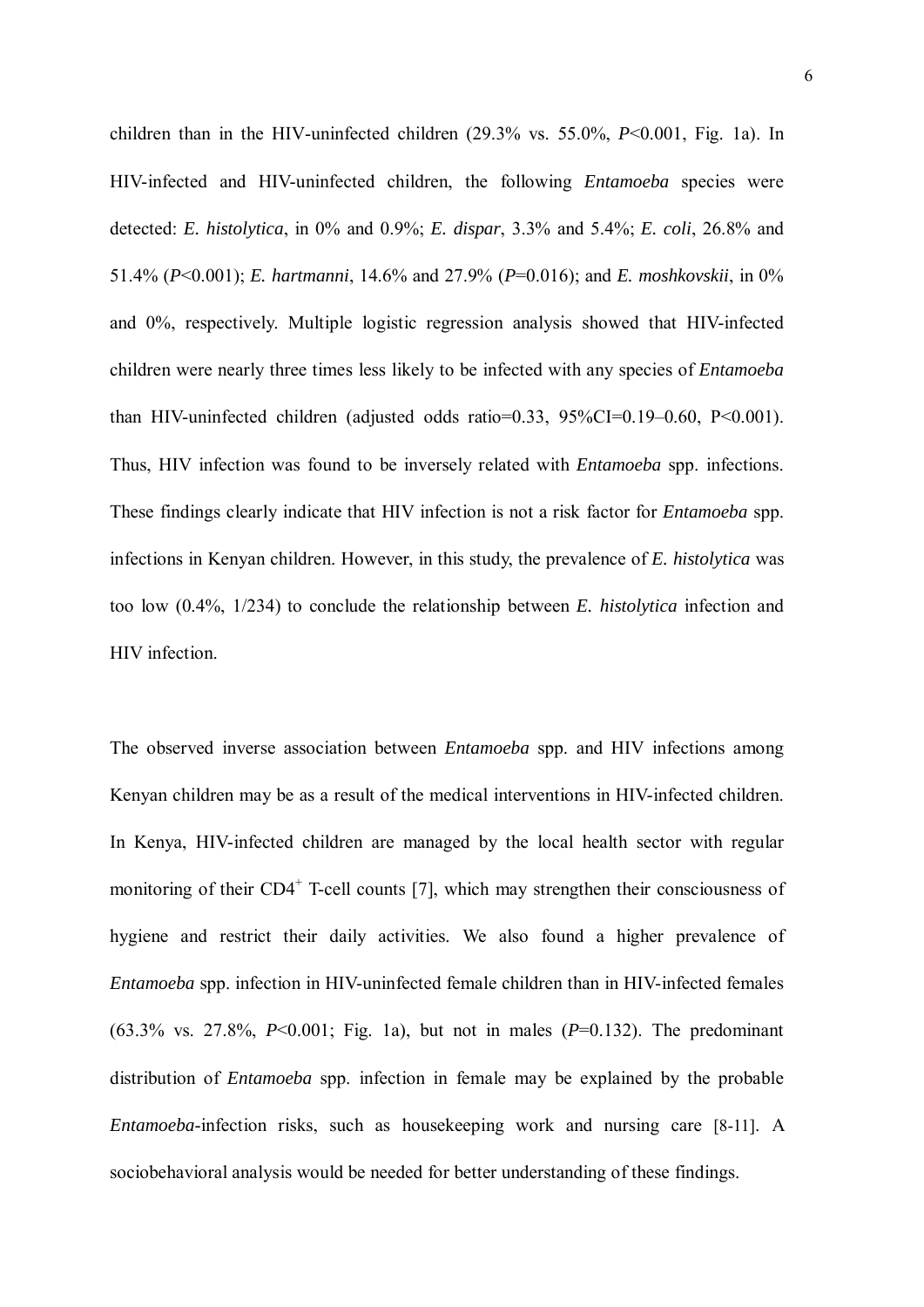children than in the HIV-uninfected children (29.3% vs. 55.0%, *P*<0.001, Fig. 1a). In HIV-infected and HIV-uninfected children, the following *Entamoeba* species were detected: *E. histolytica*, in 0% and 0.9%; *E. dispar*, 3.3% and 5.4%; *E. coli*, 26.8% and 51.4% (*P*<0.001); *E. hartmanni*, 14.6% and 27.9% (*P*=0.016); and *E. moshkovskii*, in 0% and 0%, respectively. Multiple logistic regression analysis showed that HIV-infected children were nearly three times less likely to be infected with any species of *Entamoeba* than HIV-uninfected children (adjusted odds ratio=0.33, 95%CI=0.19–0.60, P<0.001). Thus, HIV infection was found to be inversely related with *Entamoeba* spp. infections. These findings clearly indicate that HIV infection is not a risk factor for *Entamoeba* spp. infections in Kenyan children. However, in this study, the prevalence of *E. histolytica* was too low (0.4%, 1/234) to conclude the relationship between *E. histolytica* infection and HIV infection.

The observed inverse association between *Entamoeba* spp. and HIV infections among Kenyan children may be as a result of the medical interventions in HIV-infected children. In Kenya, HIV-infected children are managed by the local health sector with regular monitoring of their $CD4^{+}$ T-cell counts [7], which may strengthen their consciousness of hygiene and restrict their daily activities. We also found a higher prevalence of *Entamoeba* spp. infection in HIV-uninfected female children than in HIV-infected females (63.3% vs. 27.8%, *P*<0.001; Fig. 1a), but not in males (*P*=0.132). The predominant distribution of *Entamoeba* spp. infection in female may be explained by the probable *Entamoeba*-infection risks, such as housekeeping work and nursing care [8-11]. A sociobehavioral analysis would be needed for better understanding of these findings.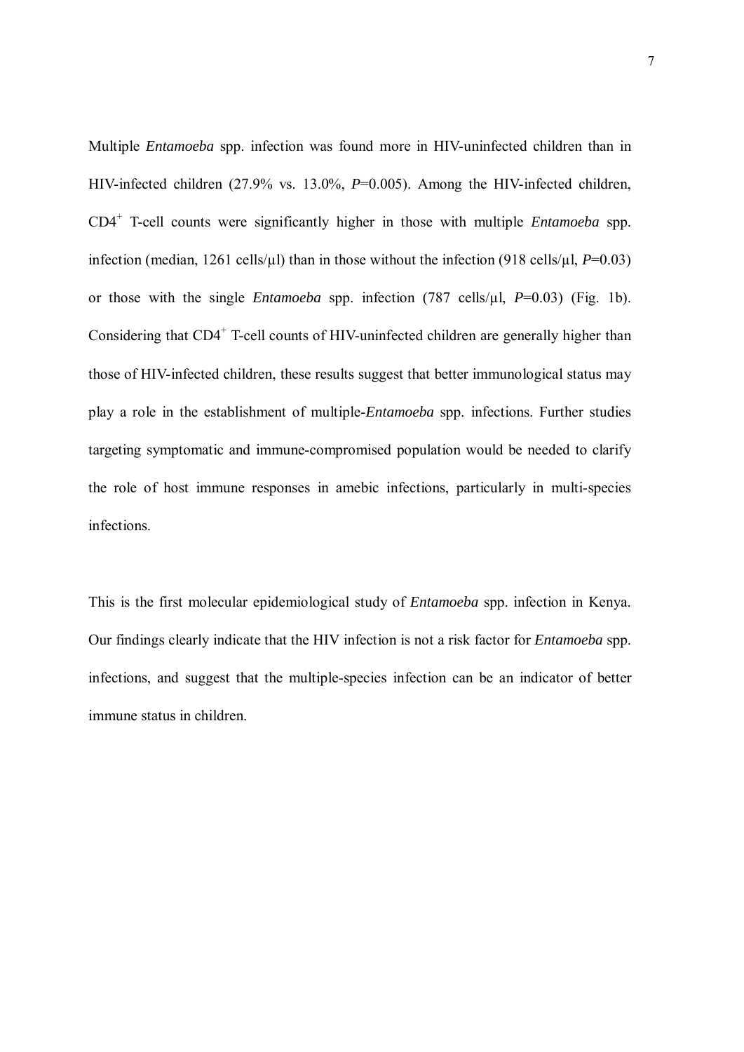Multiple *Entamoeba* spp. infection was found more in HIV-uninfected children than in HIV-infected children (27.9% vs. 13.0%, $P$=0.005). Among the HIV-infected children, $CD4^+$ T-cell counts were significantly higher in those with multiple *Entamoeba* spp. infection (median, 1261 cells/μl) than in those without the infection (918 cells/μl, $P$=0.03) or those with the single *Entamoeba* spp. infection (787 cells/μl, $P$=0.03) (Fig. 1b). Considering that $CD4^+$ T-cell counts of HIV-uninfected children are generally higher than those of HIV-infected children, these results suggest that better immunological status may play a role in the establishment of multiple-*Entamoeba* spp. infections. Further studies targeting symptomatic and immune-compromised population would be needed to clarify the role of host immune responses in amebic infections, particularly in multi-species infections.

This is the first molecular epidemiological study of *Entamoeba* spp. infection in Kenya. Our findings clearly indicate that the HIV infection is not a risk factor for *Entamoeba* spp. infections, and suggest that the multiple-species infection can be an indicator of better immune status in children.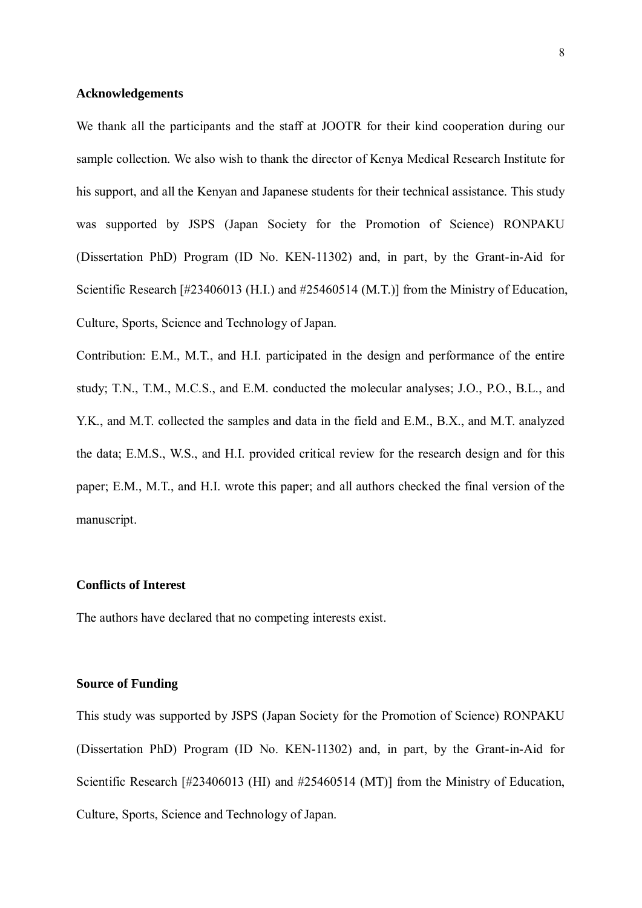## Acknowledgements

We thank all the participants and the staff at JOOTR for their kind cooperation during our sample collection. We also wish to thank the director of Kenya Medical Research Institute for his support, and all the Kenyan and Japanese students for their technical assistance. This study was supported by JSPS (Japan Society for the Promotion of Science) RONPAKU (Dissertation PhD) Program (ID No. KEN-11302) and, in part, by the Grant-in-Aid for Scientific Research [#23406013 (H.I.) and #25460514 (M.T.)] from the Ministry of Education, Culture, Sports, Science and Technology of Japan.

Contribution: E.M., M.T., and H.I. participated in the design and performance of the entire study; T.N., T.M., M.C.S., and E.M. conducted the molecular analyses; J.O., P.O., B.L., and Y.K., and M.T. collected the samples and data in the field and E.M., B.X., and M.T. analyzed the data; E.M.S., W.S., and H.I. provided critical review for the research design and for this paper; E.M., M.T., and H.I. wrote this paper; and all authors checked the final version of the manuscript.

## Conflicts of Interest

The authors have declared that no competing interests exist.

## Source of Funding

This study was supported by JSPS (Japan Society for the Promotion of Science) RONPAKU (Dissertation PhD) Program (ID No. KEN-11302) and, in part, by the Grant-in-Aid for Scientific Research [#23406013 (HI) and #25460514 (MT)] from the Ministry of Education, Culture, Sports, Science and Technology of Japan.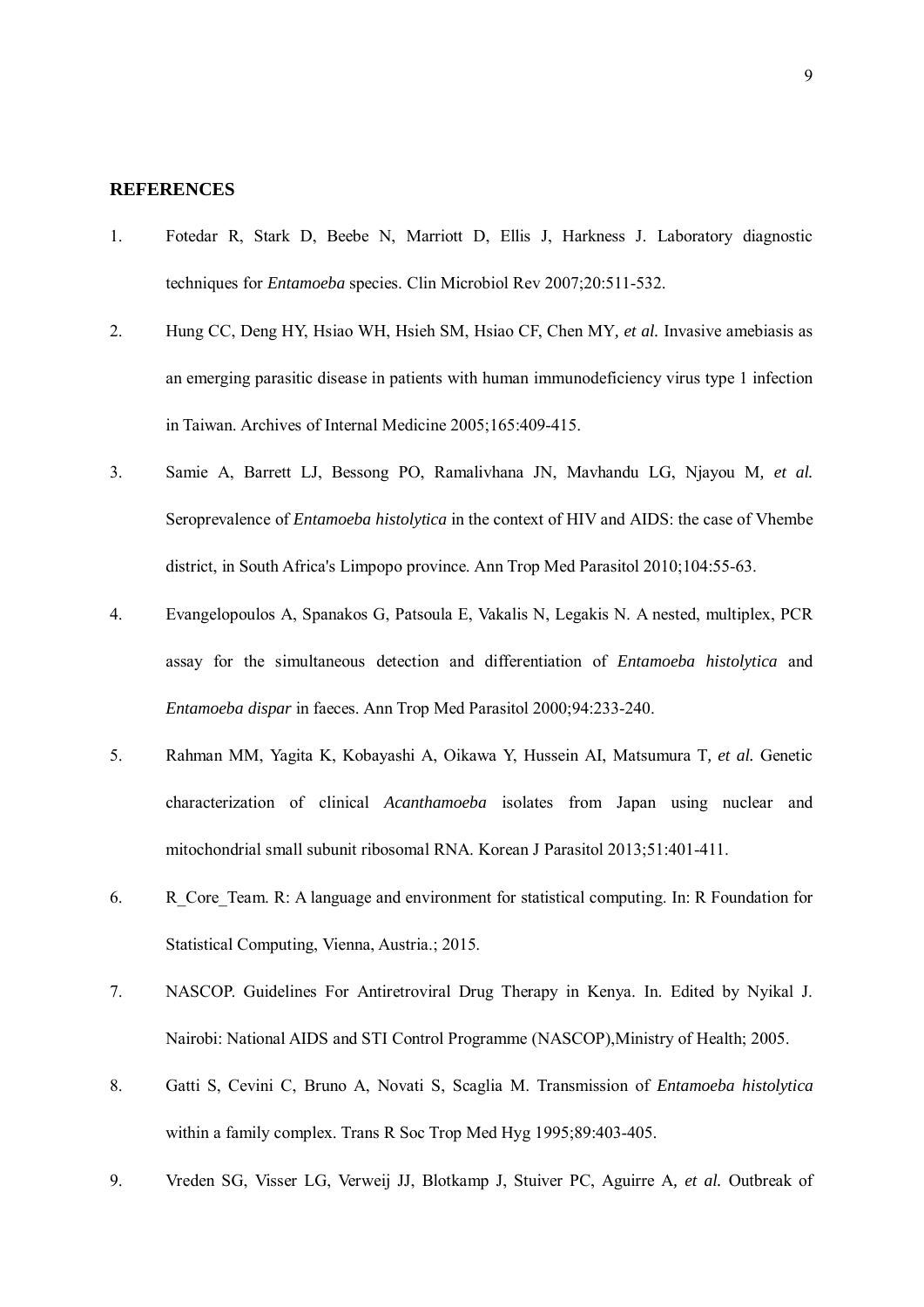## REFERENCES

1. Fotedar R, Stark D, Beebe N, Marriott D, Ellis J, Harkness J. Laboratory diagnostic techniques for *Entamoeba* species. Clin Microbiol Rev 2007;20:511-532.
2. Hung CC, Deng HY, Hsiao WH, Hsieh SM, Hsiao CF, Chen MY*, et al.* Invasive amebiasis as an emerging parasitic disease in patients with human immunodeficiency virus type 1 infection in Taiwan. Archives of Internal Medicine 2005;165:409-415.
3. Samie A, Barrett LJ, Bessong PO, Ramalivhana JN, Mavhandu LG, Njayou M*, et al.* Seroprevalence of *Entamoeba histolytica* in the context of HIV and AIDS: the case of Vhembe district, in South Africa's Limpopo province. Ann Trop Med Parasitol 2010;104:55-63.
4. Evangelopoulos A, Spanakos G, Patsoula E, Vakalis N, Legakis N. A nested, multiplex, PCR assay for the simultaneous detection and differentiation of *Entamoeba histolytica* and *Entamoeba dispar* in faeces. Ann Trop Med Parasitol 2000;94:233-240.
5. Rahman MM, Yagita K, Kobayashi A, Oikawa Y, Hussein AI, Matsumura T*, et al.* Genetic characterization of clinical *Acanthamoeba* isolates from Japan using nuclear and mitochondrial small subunit ribosomal RNA. Korean J Parasitol 2013;51:401-411.
6. R_Core_Team. R: A language and environment for statistical computing. In: R Foundation for Statistical Computing, Vienna, Austria.; 2015.
7. NASCOP. Guidelines For Antiretroviral Drug Therapy in Kenya. In. Edited by Nyikal J. Nairobi: National AIDS and STI Control Programme (NASCOP),Ministry of Health; 2005.
8. Gatti S, Cevini C, Bruno A, Novati S, Scaglia M. Transmission of *Entamoeba histolytica* within a family complex. Trans R Soc Trop Med Hyg 1995;89:403-405.
9. Vreden SG, Visser LG, Verweij JJ, Blotkamp J, Stuiver PC, Aguirre A*, et al.* Outbreak of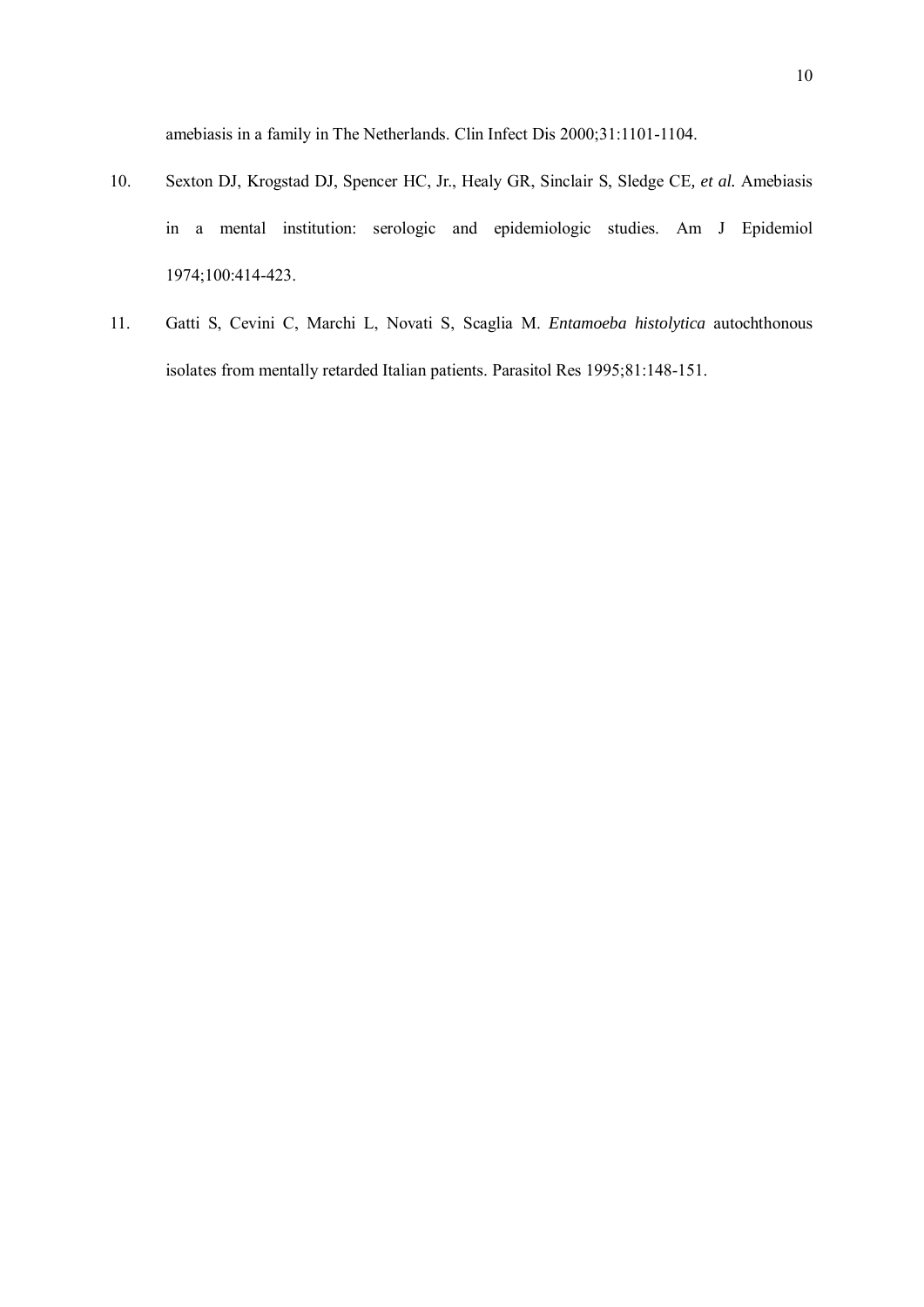amebiasis in a family in The Netherlands. Clin Infect Dis 2000;31:1101-1104.

10. Sexton DJ, Krogstad DJ, Spencer HC, Jr., Healy GR, Sinclair S, Sledge CE, *et al.* Amebiasis in a mental institution: serologic and epidemiologic studies. Am J Epidemiol 1974;100:414-423.

11. Gatti S, Cevini C, Marchi L, Novati S, Scaglia M. *Entamoeba histolytica* autochthonous isolates from mentally retarded Italian patients. Parasitol Res 1995;81:148-151.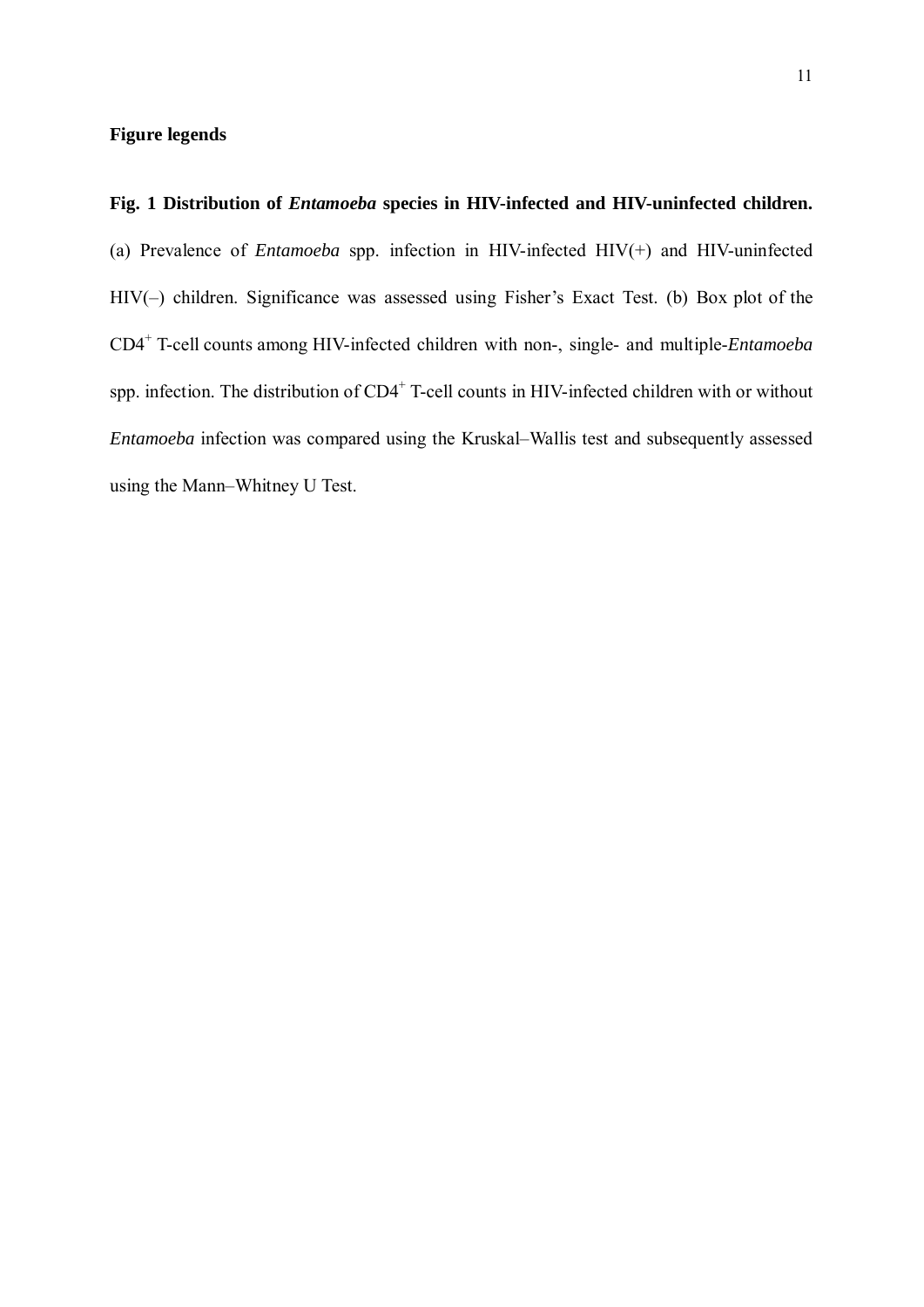## Figure legends

**Fig. 1 Distribution of *Entamoeba* species in HIV-infected and HIV-uninfected children.** (a) Prevalence of *Entamoeba* spp. infection in HIV-infected HIV(+) and HIV-uninfected HIV(–) children. Significance was assessed using Fisher's Exact Test. (b) Box plot of the $CD4^{+}$ T-cell counts among HIV-infected children with non-, single- and multiple-*Entamoeba* spp. infection. The distribution of $CD4^{+}$ T-cell counts in HIV-infected children with or without *Entamoeba* infection was compared using the Kruskal–Wallis test and subsequently assessed using the Mann–Whitney U Test.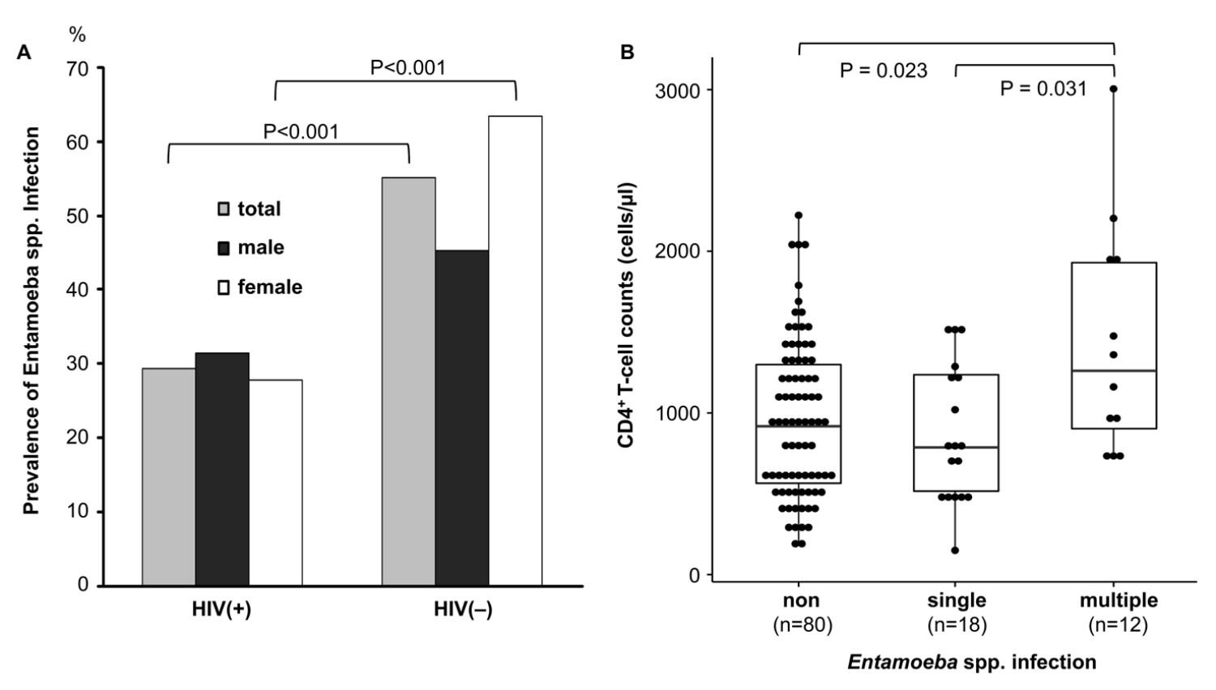A

%

70

60

50

40

30

20

10

0

Prevalence of Entamoeba spp. Infection

P<0.001

P<0.001

total

male

female

HIV(+)

HIV(–)

B

3000

2000

1000

0

$CD4^+$ T-cell counts (cells/μl)

P = 0.023

P = 0.031

non (n=80)

single (n=18)

multiple (n=12)

*Entamoeba* spp. infection